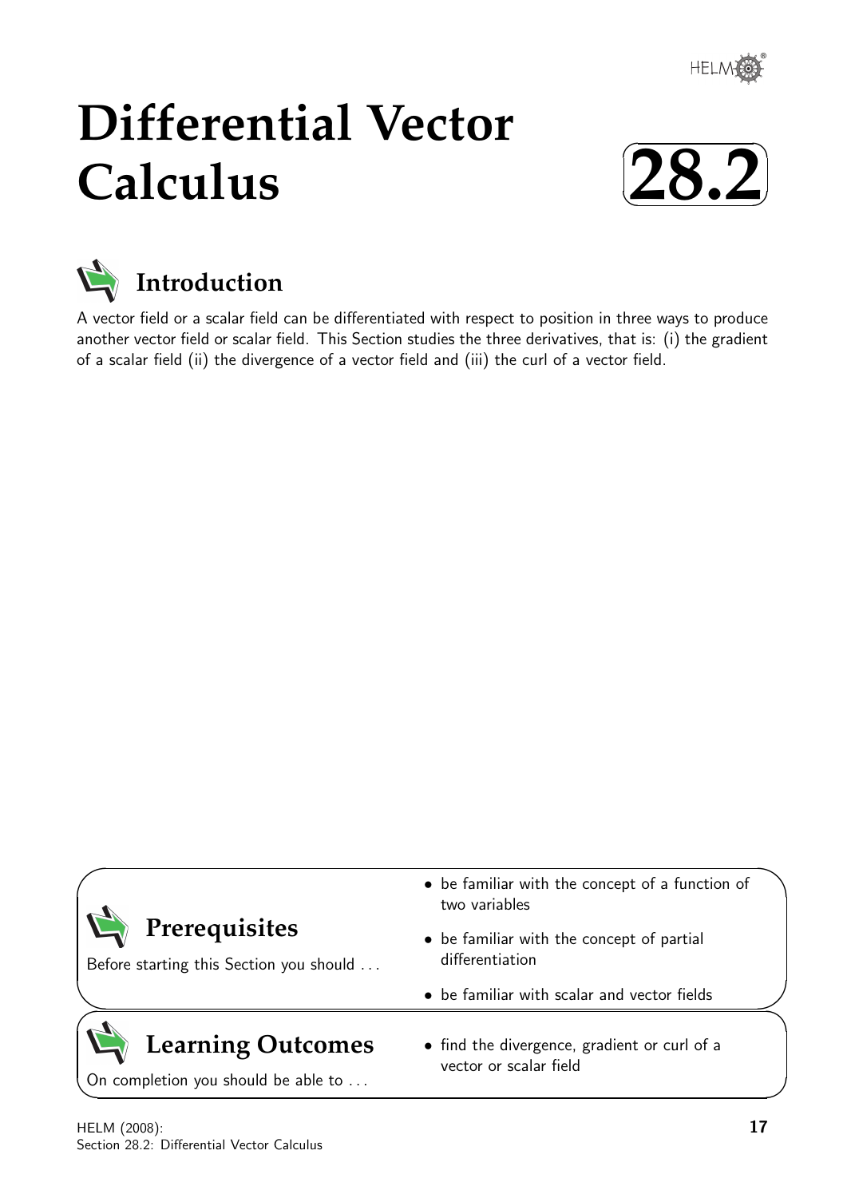# Differential Vector Calculus

# 28.2

## Introduction

A vector field or a scalar field can be differentiated with respect to position in three ways to produce another vector field or scalar field. This Section studies the three derivatives, that is: (i) the gradient of a scalar field (ii) the divergence of a vector field and (iii) the curl of a vector field.

## Prerequisites

Before starting this Section you should ...

- be familiar with the concept of a function of two variables
- be familiar with the concept of partial differentiation
- be familiar with scalar and vector fields

## Learning Outcomes

On completion you should be able to ...

- find the divergence, gradient or curl of a vector or scalar field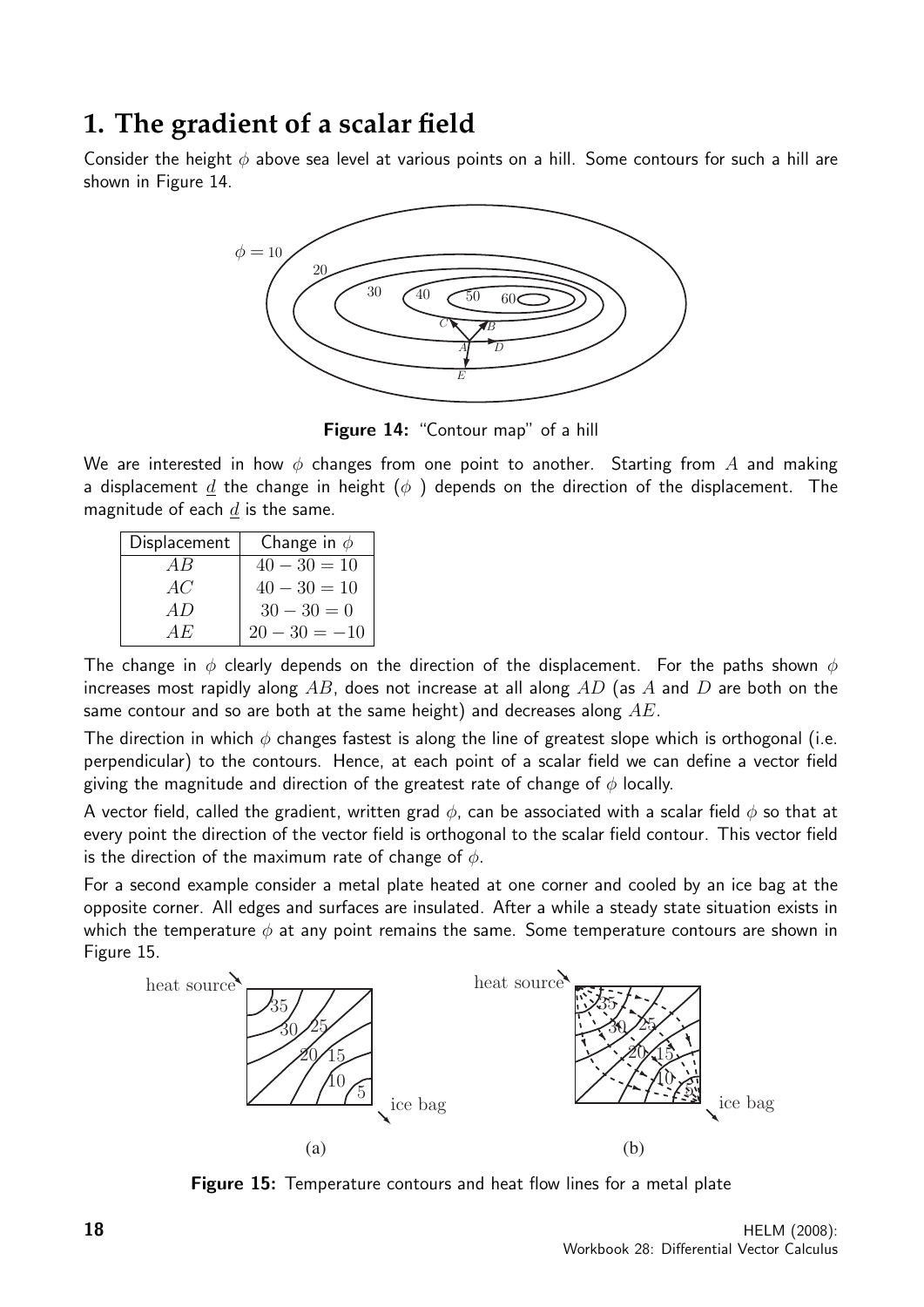## 1. The gradient of a scalar field

Consider the height $\phi$ above sea level at various points on a hill. Some contours for such a hill are shown in Figure 14.

**Figure 14:** "Contour map" of a hill

We are interested in how $\phi$ changes from one point to another. Starting from $A$ and making a displacement $\underline{d}$ the change in height ($\phi$ ) depends on the direction of the displacement. The magnitude of each $\underline{d}$ is the same.

| Displacement | Change in $\phi$ |
| --- | --- |
| $AB$ | $40 - 30 = 10$ |
| $AC$ | $40 - 30 = 10$ |
| $AD$ | $30 - 30 = 0$ |
| $AE$ | $20 - 30 = -10$ |

The change in $\phi$ clearly depends on the direction of the displacement. For the paths shown $\phi$ increases most rapidly along $AB$, does not increase at all along $AD$ (as $A$ and $D$ are both on the same contour and so are both at the same height) and decreases along $AE$.

The direction in which $\phi$ changes fastest is along the line of greatest slope which is orthogonal (i.e. perpendicular) to the contours. Hence, at each point of a scalar field we can define a vector field giving the magnitude and direction of the greatest rate of change of $\phi$ locally.

A vector field, called the gradient, written grad $\phi$, can be associated with a scalar field $\phi$ so that at every point the direction of the vector field is orthogonal to the scalar field contour. This vector field is the direction of the maximum rate of change of $\phi$.

For a second example consider a metal plate heated at one corner and cooled by an ice bag at the opposite corner. All edges and surfaces are insulated. After a while a steady state situation exists in which the temperature $\phi$ at any point remains the same. Some temperature contours are shown in Figure 15.

**Figure 15:** Temperature contours and heat flow lines for a metal plate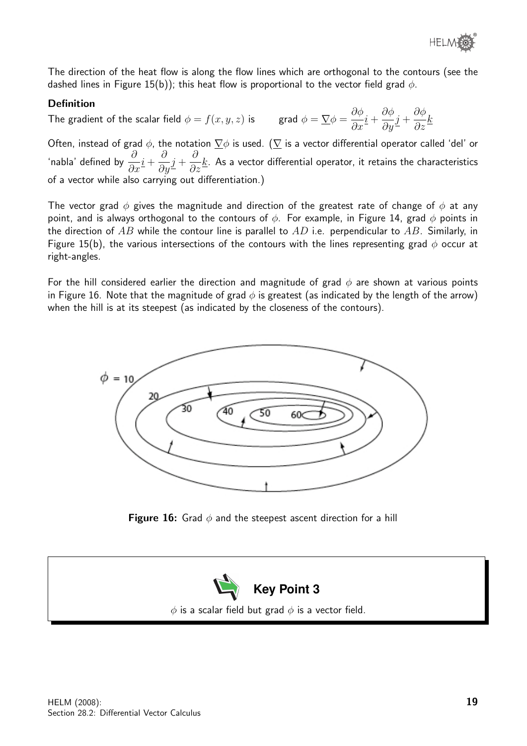The direction of the heat flow is along the flow lines which are orthogonal to the contours (see the dashed lines in Figure 15(b)); this heat flow is proportional to the vector field grad $\phi$.

**Definition**

The gradient of the scalar field $\phi = f(x, y, z)$ is $\quad$ grad $\phi = \underline{\nabla}\phi = \dfrac{\partial \phi}{\partial x}\underline{i} + \dfrac{\partial \phi}{\partial y}\underline{j} + \dfrac{\partial \phi}{\partial z}\underline{k}$

Often, instead of grad $\phi$, the notation $\underline{\nabla}\phi$ is used. ($\underline{\nabla}$ is a vector differential operator called 'del' or 'nabla' defined by $\dfrac{\partial}{\partial x}\underline{i} + \dfrac{\partial}{\partial y}\underline{j} + \dfrac{\partial}{\partial z}\underline{k}$. As a vector differential operator, it retains the characteristics of a vector while also carrying out differentiation.)

The vector grad $\phi$ gives the magnitude and direction of the greatest rate of change of $\phi$ at any point, and is always orthogonal to the contours of $\phi$. For example, in Figure 14, grad $\phi$ points in the direction of $AB$ while the contour line is parallel to $AD$ i.e. perpendicular to $AB$. Similarly, in Figure 15(b), the various intersections of the contours with the lines representing grad $\phi$ occur at right-angles.

For the hill considered earlier the direction and magnitude of grad $\phi$ are shown at various points in Figure 16. Note that the magnitude of grad $\phi$ is greatest (as indicated by the length of the arrow) when the hill is at its steepest (as indicated by the closeness of the contours).

**Figure 16:** Grad $\phi$ and the steepest ascent direction for a hill

**Key Point 3**

$\phi$ is a scalar field but grad $\phi$ is a vector field.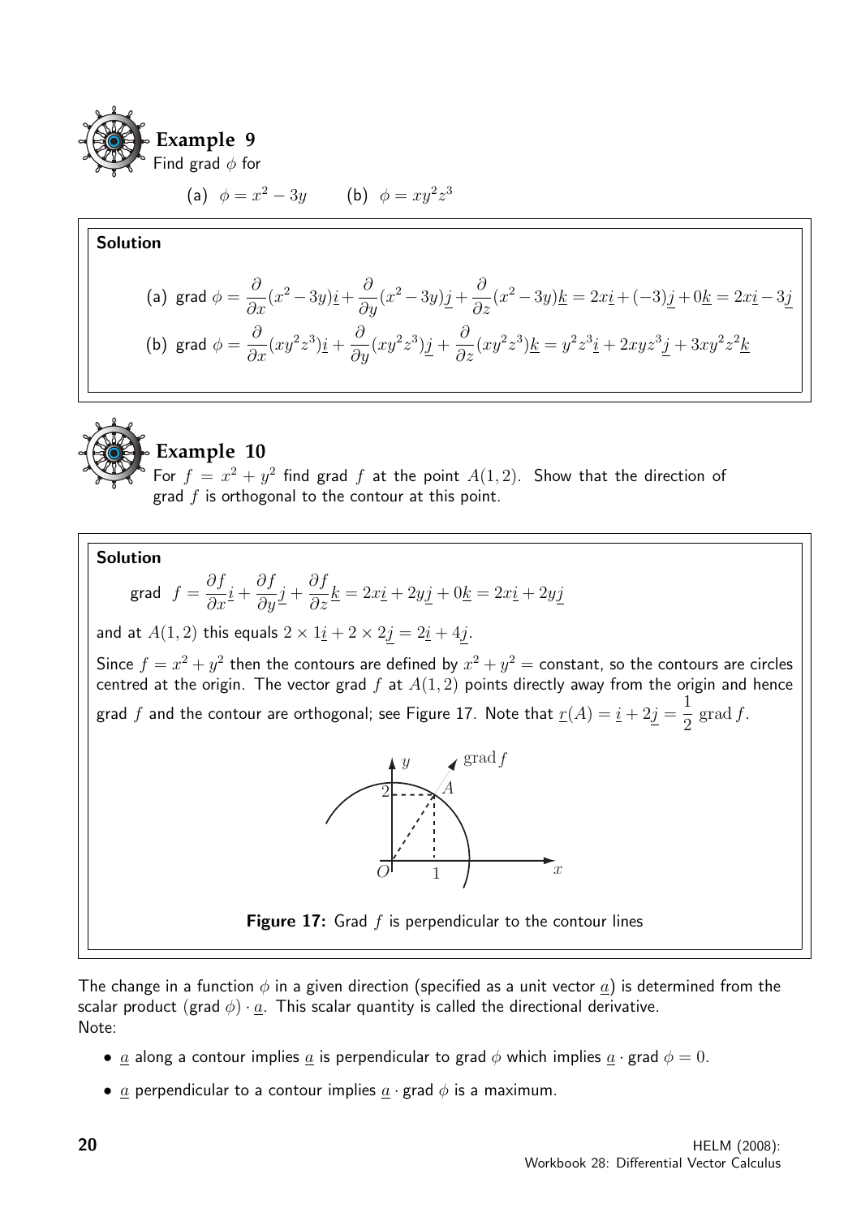## Example 9

Find grad $\phi$ for

(a) $\phi = x^2 - 3y$ (b) $\phi = xy^2z^3$

**Solution**

(a) grad $\phi = \dfrac{\partial}{\partial x}(x^2 - 3y)\underline{i} + \dfrac{\partial}{\partial y}(x^2 - 3y)\underline{j} + \dfrac{\partial}{\partial z}(x^2 - 3y)\underline{k} = 2x\underline{i} + (-3)\underline{j} + 0\underline{k} = 2x\underline{i} - 3\underline{j}$

(b) grad $\phi = \dfrac{\partial}{\partial x}(xy^2z^3)\underline{i} + \dfrac{\partial}{\partial y}(xy^2z^3)\underline{j} + \dfrac{\partial}{\partial z}(xy^2z^3)\underline{k} = y^2z^3\underline{i} + 2xyz^3\underline{j} + 3xy^2z^2\underline{k}$

## Example 10

For $f = x^2 + y^2$ find grad $f$ at the point $A(1, 2)$. Show that the direction of grad $f$ is orthogonal to the contour at this point.

**Solution**

grad $f = \dfrac{\partial f}{\partial x}\underline{i} + \dfrac{\partial f}{\partial y}\underline{j} + \dfrac{\partial f}{\partial z}\underline{k} = 2x\underline{i} + 2y\underline{j} + 0\underline{k} = 2x\underline{i} + 2y\underline{j}$

and at $A(1, 2)$ this equals $2 \times 1\underline{i} + 2 \times 2\underline{j} = 2\underline{i} + 4\underline{j}$.

Since $f = x^2 + y^2$ then the contours are defined by $x^2 + y^2 =$ constant, so the contours are circles centred at the origin. The vector grad $f$ at $A(1, 2)$ points directly away from the origin and hence grad $f$ and the contour are orthogonal; see Figure 17. Note that $\underline{r}(A) = \underline{i} + 2\underline{j} = \dfrac{1}{2}\,\text{grad}\, f$.

**Figure 17:** Grad $f$ is perpendicular to the contour lines

The change in a function $\phi$ in a given direction (specified as a unit vector $\underline{a}$) is determined from the scalar product (grad $\phi$) $\cdot$ $\underline{a}$. This scalar quantity is called the directional derivative.
Note:

- $\underline{a}$ along a contour implies $\underline{a}$ is perpendicular to grad $\phi$ which implies $\underline{a} \cdot$ grad $\phi = 0$.
- $\underline{a}$ perpendicular to a contour implies $\underline{a} \cdot$ grad $\phi$ is a maximum.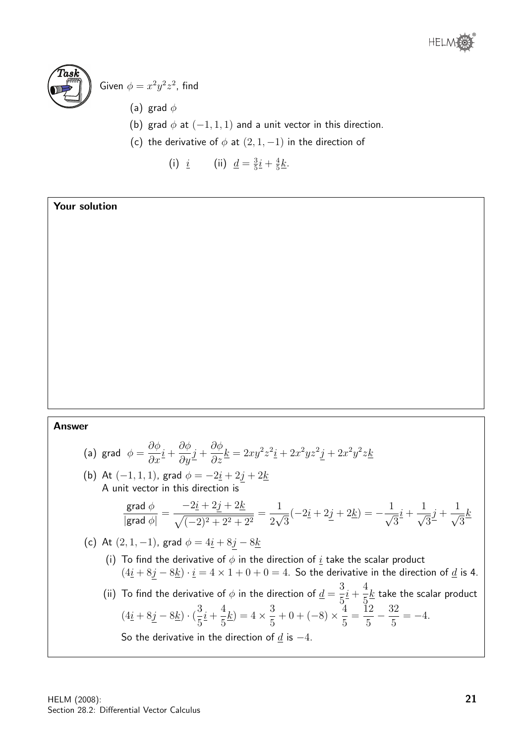**Task**

Given $\phi = x^2y^2z^2$, find

(a) grad $\phi$

(b) grad $\phi$ at $(-1, 1, 1)$ and a unit vector in this direction.

(c) the derivative of $\phi$ at $(2, 1, -1)$ in the direction of

(i) $\underline{i}$  (ii) $\underline{d} = \frac{3}{5}\underline{i} + \frac{4}{5}\underline{k}$.

**Your solution**

**Answer**

(a) grad $\phi = \dfrac{\partial \phi}{\partial x}\underline{i} + \dfrac{\partial \phi}{\partial y}\underline{j} + \dfrac{\partial \phi}{\partial z}\underline{k} = 2xy^2z^2\underline{i} + 2x^2yz^2\underline{j} + 2x^2y^2z\underline{k}$

(b) At $(-1, 1, 1)$, grad $\phi = -2\underline{i} + 2\underline{j} + 2\underline{k}$
A unit vector in this direction is

$$\frac{\text{grad }\phi}{|\text{grad }\phi|} = \frac{-2\underline{i} + 2\underline{j} + 2\underline{k}}{\sqrt{(-2)^2 + 2^2 + 2^2}} = \frac{1}{2\sqrt{3}}(-2\underline{i} + 2\underline{j} + 2\underline{k}) = -\frac{1}{\sqrt{3}}\underline{i} + \frac{1}{\sqrt{3}}\underline{j} + \frac{1}{\sqrt{3}}\underline{k}$$

(c) At $(2, 1, -1)$, grad $\phi = 4\underline{i} + 8\underline{j} - 8\underline{k}$

(i) To find the derivative of $\phi$ in the direction of $\underline{i}$ take the scalar product $(4\underline{i} + 8\underline{j} - 8\underline{k}) \cdot \underline{i} = 4 \times 1 + 0 + 0 = 4$. So the derivative in the direction of $\underline{d}$ is 4.

(ii) To find the derivative of $\phi$ in the direction of $\underline{d} = \dfrac{3}{5}\underline{i} + \dfrac{4}{5}\underline{k}$ take the scalar product $(4\underline{i} + 8\underline{j} - 8\underline{k}) \cdot (\dfrac{3}{5}\underline{i} + \dfrac{4}{5}\underline{k}) = 4 \times \dfrac{3}{5} + 0 + (-8) \times \dfrac{4}{5} = \dfrac{12}{5} - \dfrac{32}{5} = -4.$

So the derivative in the direction of $\underline{d}$ is $-4$.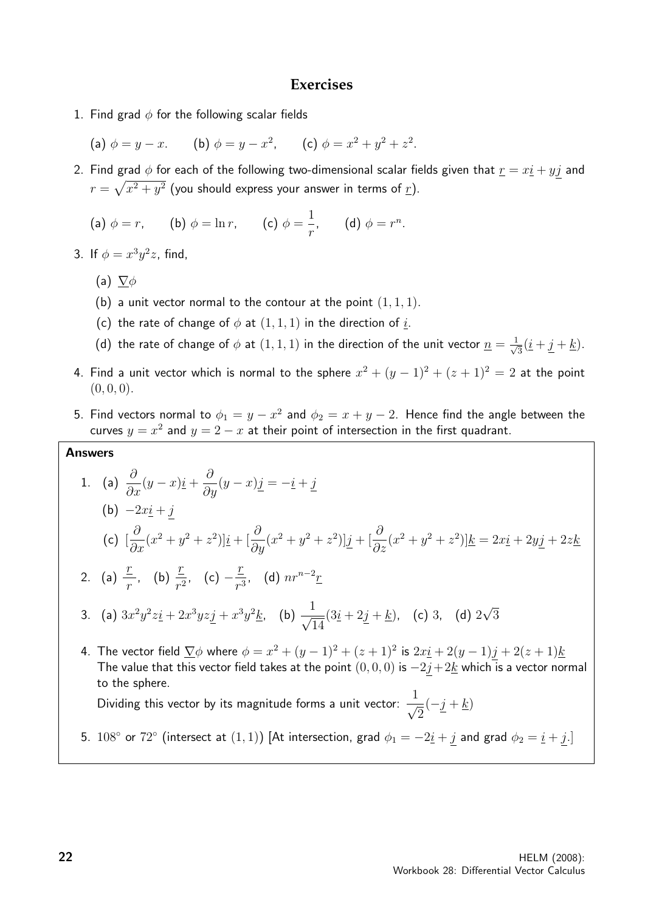## Exercises

1. Find grad $\phi$ for the following scalar fields

   (a) $\phi = y - x$. (b) $\phi = y - x^2$, (c) $\phi = x^2 + y^2 + z^2$.

2. Find grad $\phi$ for each of the following two-dimensional scalar fields given that $\underline{r} = x\underline{i} + y\underline{j}$ and $r = \sqrt{x^2 + y^2}$ (you should express your answer in terms of $\underline{r}$).

   (a) $\phi = r$, (b) $\phi = \ln r$, (c) $\phi = \dfrac{1}{r}$, (d) $\phi = r^n$.

3. If $\phi = x^3y^2z$, find,

   (a) $\underline{\nabla}\phi$

   (b) a unit vector normal to the contour at the point $(1, 1, 1)$.

   (c) the rate of change of $\phi$ at $(1, 1, 1)$ in the direction of $\underline{i}$.

   (d) the rate of change of $\phi$ at $(1, 1, 1)$ in the direction of the unit vector $\underline{n} = \frac{1}{\sqrt{3}}(\underline{i} + \underline{j} + \underline{k})$.

4. Find a unit vector which is normal to the sphere $x^2 + (y - 1)^2 + (z + 1)^2 = 2$ at the point $(0, 0, 0)$.

5. Find vectors normal to $\phi_1 = y - x^2$ and $\phi_2 = x + y - 2$. Hence find the angle between the curves $y = x^2$ and $y = 2 - x$ at their point of intersection in the first quadrant.

**Answers**

1. (a) $\dfrac{\partial}{\partial x}(y - x)\underline{i} + \dfrac{\partial}{\partial y}(y - x)\underline{j} = -\underline{i} + \underline{j}$

   (b) $-2x\underline{i} + \underline{j}$

   (c) $[\dfrac{\partial}{\partial x}(x^2 + y^2 + z^2)]\underline{i} + [\dfrac{\partial}{\partial y}(x^2 + y^2 + z^2)]\underline{j} + [\dfrac{\partial}{\partial z}(x^2 + y^2 + z^2)]\underline{k} = 2x\underline{i} + 2y\underline{j} + 2z\underline{k}$

2. (a) $\dfrac{\underline{r}}{r}$, (b) $\dfrac{\underline{r}}{r^2}$, (c) $-\dfrac{\underline{r}}{r^3}$, (d) $nr^{n-2}\underline{r}$

3. (a) $3x^2y^2z\underline{i} + 2x^3yz\underline{j} + x^3y^2\underline{k}$, (b) $\dfrac{1}{\sqrt{14}}(3\underline{i} + 2\underline{j} + \underline{k})$, (c) 3, (d) $2\sqrt{3}$

4. The vector field $\underline{\nabla}\phi$ where $\phi = x^2 + (y - 1)^2 + (z + 1)^2$ is $2x\underline{i} + 2(y - 1)\underline{j} + 2(z + 1)\underline{k}$
   The value that this vector field takes at the point $(0, 0, 0)$ is $-2\underline{j} + 2\underline{k}$ which is a vector normal to the sphere.
   Dividing this vector by its magnitude forms a unit vector: $\dfrac{1}{\sqrt{2}}(-\underline{j} + \underline{k})$

5. $108^\circ$ or $72^\circ$ (intersect at $(1, 1)$) [At intersection, grad $\phi_1 = -2\underline{i} + \underline{j}$ and grad $\phi_2 = \underline{i} + \underline{j}$.]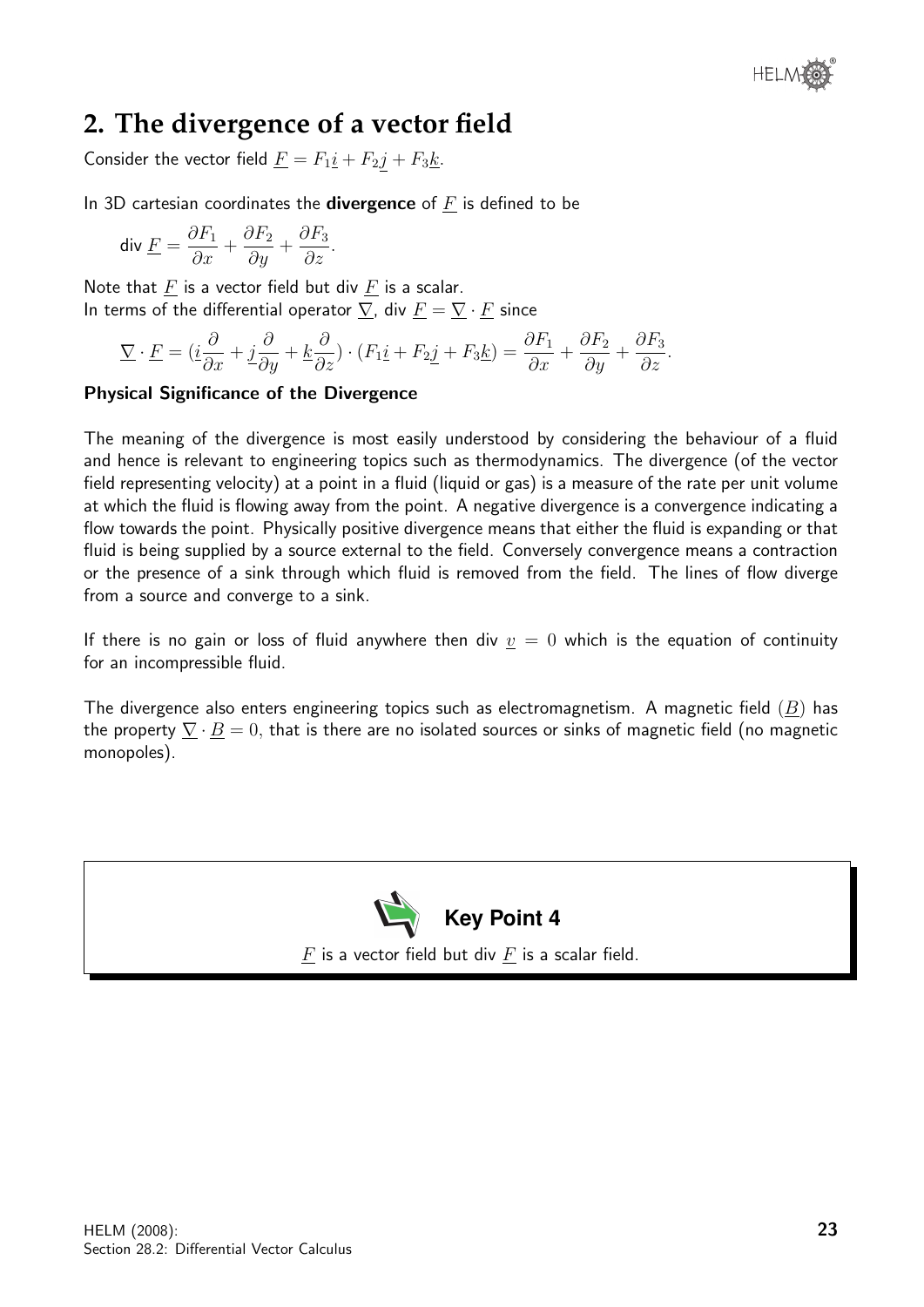## 2. The divergence of a vector field

Consider the vector field $\underline{F} = F_1\underline{i} + F_2\underline{j} + F_3\underline{k}$.

In 3D cartesian coordinates the **divergence** of $\underline{F}$ is defined to be

$$\text{div}\,\underline{F} = \frac{\partial F_1}{\partial x} + \frac{\partial F_2}{\partial y} + \frac{\partial F_3}{\partial z}.$$

Note that $\underline{F}$ is a vector field but div $\underline{F}$ is a scalar.
In terms of the differential operator $\underline{\nabla}$, div $\underline{F} = \underline{\nabla} \cdot \underline{F}$ since

$$\underline{\nabla} \cdot \underline{F} = (\underline{i}\frac{\partial}{\partial x} + \underline{j}\frac{\partial}{\partial y} + \underline{k}\frac{\partial}{\partial z}) \cdot (F_1\underline{i} + F_2\underline{j} + F_3\underline{k}) = \frac{\partial F_1}{\partial x} + \frac{\partial F_2}{\partial y} + \frac{\partial F_3}{\partial z}.$$

**Physical Significance of the Divergence**

The meaning of the divergence is most easily understood by considering the behaviour of a fluid and hence is relevant to engineering topics such as thermodynamics. The divergence (of the vector field representing velocity) at a point in a fluid (liquid or gas) is a measure of the rate per unit volume at which the fluid is flowing away from the point. A negative divergence is a convergence indicating a flow towards the point. Physically positive divergence means that either the fluid is expanding or that fluid is being supplied by a source external to the field. Conversely convergence means a contraction or the presence of a sink through which fluid is removed from the field. The lines of flow diverge from a source and converge to a sink.

If there is no gain or loss of fluid anywhere then div $\underline{v} = 0$ which is the equation of continuity for an incompressible fluid.

The divergence also enters engineering topics such as electromagnetism. A magnetic field $(\underline{B})$ has the property $\underline{\nabla} \cdot \underline{B} = 0$, that is there are no isolated sources or sinks of magnetic field (no magnetic monopoles).

**Key Point 4**

$\underline{F}$ is a vector field but div $\underline{F}$ is a scalar field.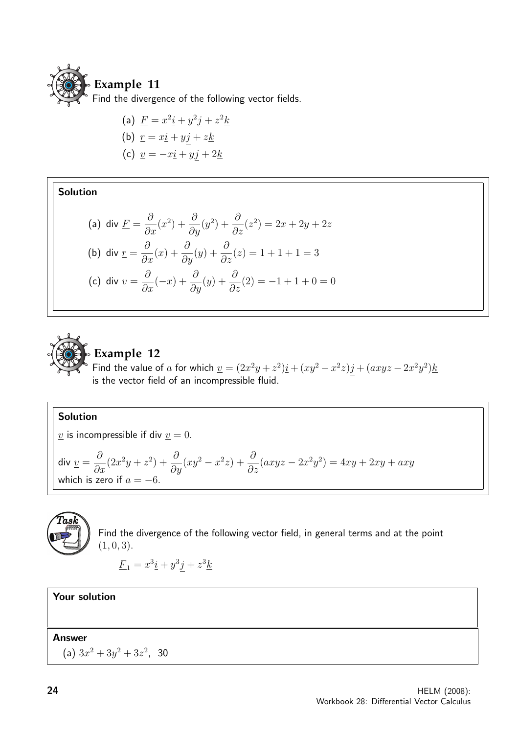## Example 11

Find the divergence of the following vector fields.

(a) $\underline{F} = x^2\underline{i} + y^2\underline{j} + z^2\underline{k}$

(b) $\underline{r} = x\underline{i} + y\underline{j} + z\underline{k}$

(c) $\underline{v} = -x\underline{i} + y\underline{j} + 2\underline{k}$

**Solution**

(a) $\text{div}\ \underline{F} = \dfrac{\partial}{\partial x}(x^2) + \dfrac{\partial}{\partial y}(y^2) + \dfrac{\partial}{\partial z}(z^2) = 2x + 2y + 2z$

(b) $\text{div}\ \underline{r} = \dfrac{\partial}{\partial x}(x) + \dfrac{\partial}{\partial y}(y) + \dfrac{\partial}{\partial z}(z) = 1 + 1 + 1 = 3$

(c) $\text{div}\ \underline{v} = \dfrac{\partial}{\partial x}(-x) + \dfrac{\partial}{\partial y}(y) + \dfrac{\partial}{\partial z}(2) = -1 + 1 + 0 = 0$

## Example 12

Find the value of $a$ for which $\underline{v} = (2x^2y + z^2)\underline{i} + (xy^2 - x^2z)\underline{j} + (axyz - 2x^2y^2)\underline{k}$ is the vector field of an incompressible fluid.

**Solution**

$\underline{v}$ is incompressible if div $\underline{v} = 0$.

$\text{div}\ \underline{v} = \dfrac{\partial}{\partial x}(2x^2y + z^2) + \dfrac{\partial}{\partial y}(xy^2 - x^2z) + \dfrac{\partial}{\partial z}(axyz - 2x^2y^2) = 4xy + 2xy + axy$
which is zero if $a = -6$.

## Task

Find the divergence of the following vector field, in general terms and at the point $(1, 0, 3)$.

$\underline{F}_1 = x^3\underline{i} + y^3\underline{j} + z^3\underline{k}$

**Your solution**

**Answer**

(a) $3x^2 + 3y^2 + 3z^2$, 30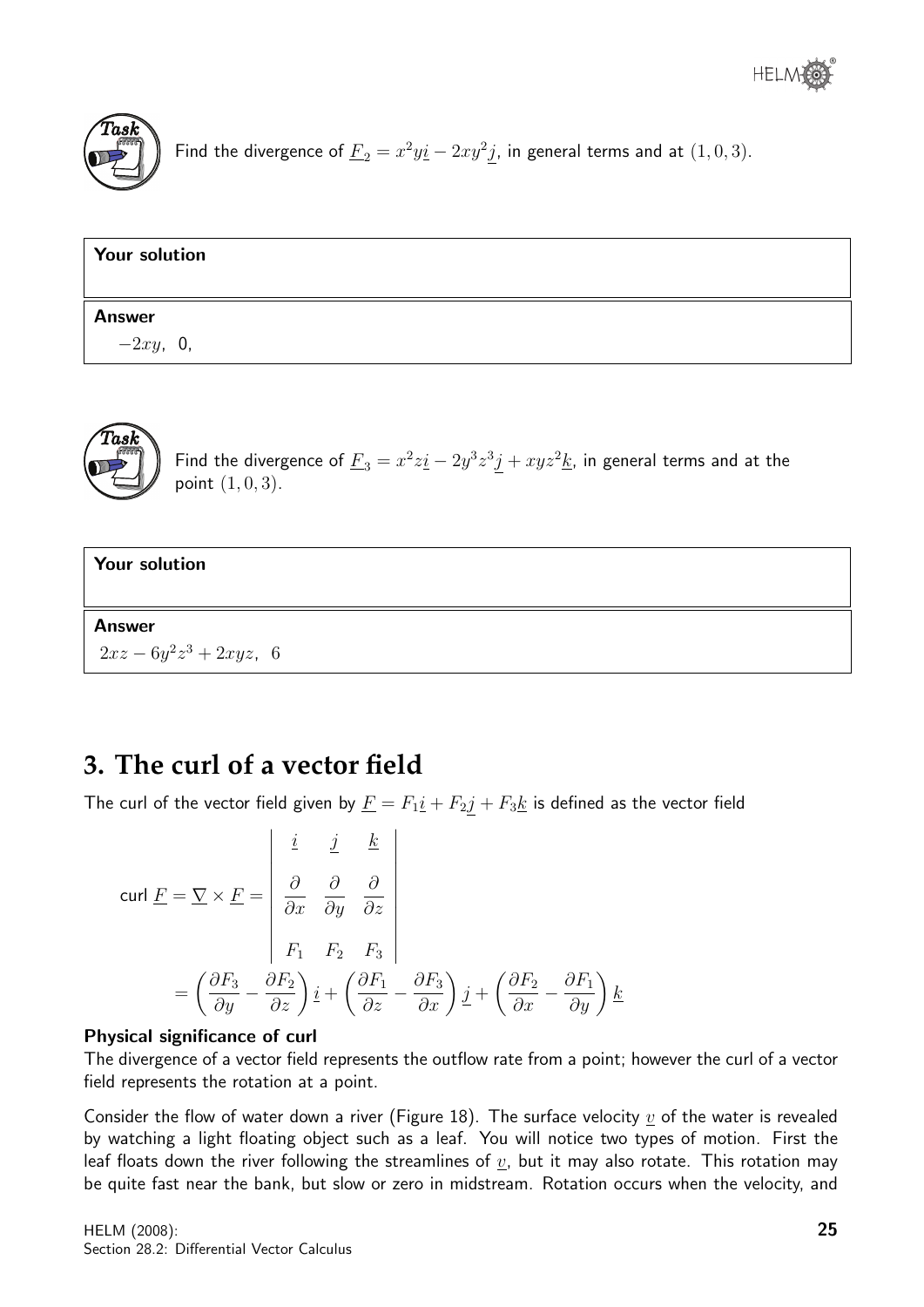**Task**

Find the divergence of $\underline{F}_2 = x^2y\underline{i} - 2xy^2\underline{j}$, in general terms and at $(1, 0, 3)$.

**Your solution**

**Answer**

$-2xy$, 0,

**Task**

Find the divergence of $\underline{F}_3 = x^2z\underline{i} - 2y^3z^3\underline{j} + xyz^2\underline{k}$, in general terms and at the point $(1, 0, 3)$.

**Your solution**

**Answer**

$2xz - 6y^2z^3 + 2xyz, \;\; 6$

## 3. The curl of a vector field

The curl of the vector field given by $\underline{F} = F_1\underline{i} + F_2\underline{j} + F_3\underline{k}$ is defined as the vector field

$$\text{curl } \underline{F} = \underline{\nabla} \times \underline{F} = \begin{vmatrix} \underline{i} & \underline{j} & \underline{k} \\ \dfrac{\partial}{\partial x} & \dfrac{\partial}{\partial y} & \dfrac{\partial}{\partial z} \\ F_1 & F_2 & F_3 \end{vmatrix}$$

$$= \left(\frac{\partial F_3}{\partial y} - \frac{\partial F_2}{\partial z}\right)\underline{i} + \left(\frac{\partial F_1}{\partial z} - \frac{\partial F_3}{\partial x}\right)\underline{j} + \left(\frac{\partial F_2}{\partial x} - \frac{\partial F_1}{\partial y}\right)\underline{k}$$

**Physical significance of curl**

The divergence of a vector field represents the outflow rate from a point; however the curl of a vector field represents the rotation at a point.

Consider the flow of water down a river (Figure 18). The surface velocity $\underline{v}$ of the water is revealed by watching a light floating object such as a leaf. You will notice two types of motion. First the leaf floats down the river following the streamlines of $\underline{v}$, but it may also rotate. This rotation may be quite fast near the bank, but slow or zero in midstream. Rotation occurs when the velocity, and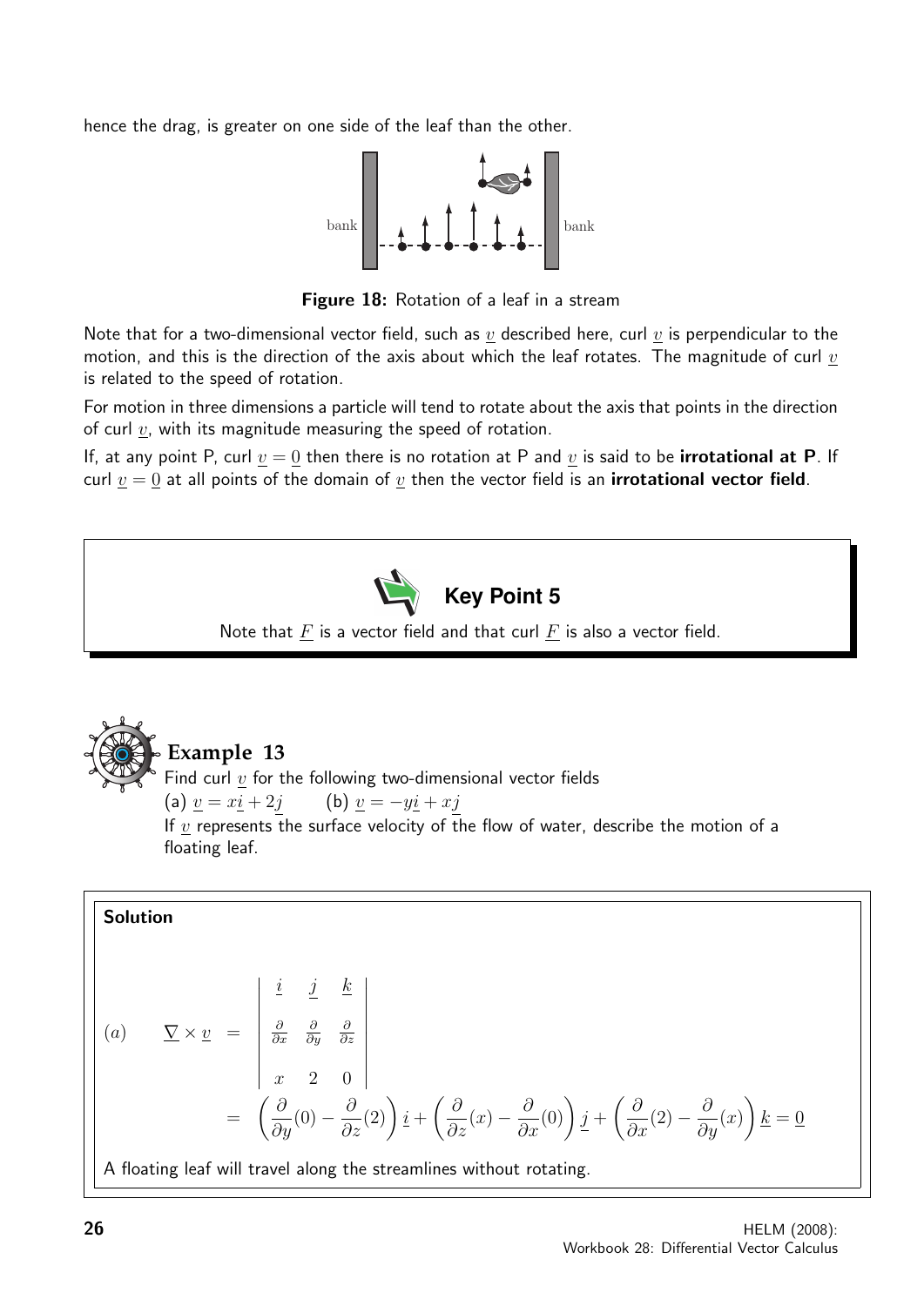hence the drag, is greater on one side of the leaf than the other.

**Figure 18:** Rotation of a leaf in a stream

Note that for a two-dimensional vector field, such as $\underline{v}$ described here, curl $\underline{v}$ is perpendicular to the motion, and this is the direction of the axis about which the leaf rotates. The magnitude of curl $\underline{v}$ is related to the speed of rotation.

For motion in three dimensions a particle will tend to rotate about the axis that points in the direction of curl $\underline{v}$, with its magnitude measuring the speed of rotation.

If, at any point P, curl $\underline{v} = \underline{0}$ then there is no rotation at P and $\underline{v}$ is said to be **irrotational at P**. If curl $\underline{v} = \underline{0}$ at all points of the domain of $\underline{v}$ then the vector field is an **irrotational vector field**.

**Key Point 5**

Note that $\underline{F}$ is a vector field and that curl $\underline{F}$ is also a vector field.

## Example 13

Find curl $\underline{v}$ for the following two-dimensional vector fields

(a) $\underline{v} = x\underline{i} + 2\underline{j}$ (b) $\underline{v} = -y\underline{i} + x\underline{j}$

If $\underline{v}$ represents the surface velocity of the flow of water, describe the motion of a floating leaf.

**Solution**

$$(a) \qquad \underline{\nabla} \times \underline{v} = \begin{vmatrix} \underline{i} & \underline{j} & \underline{k} \\ \frac{\partial}{\partial x} & \frac{\partial}{\partial y} & \frac{\partial}{\partial z} \\ x & 2 & 0 \end{vmatrix}$$

$$= \left(\frac{\partial}{\partial y}(0) - \frac{\partial}{\partial z}(2)\right)\underline{i} + \left(\frac{\partial}{\partial z}(x) - \frac{\partial}{\partial x}(0)\right)\underline{j} + \left(\frac{\partial}{\partial x}(2) - \frac{\partial}{\partial y}(x)\right)\underline{k} = \underline{0}$$

A floating leaf will travel along the streamlines without rotating.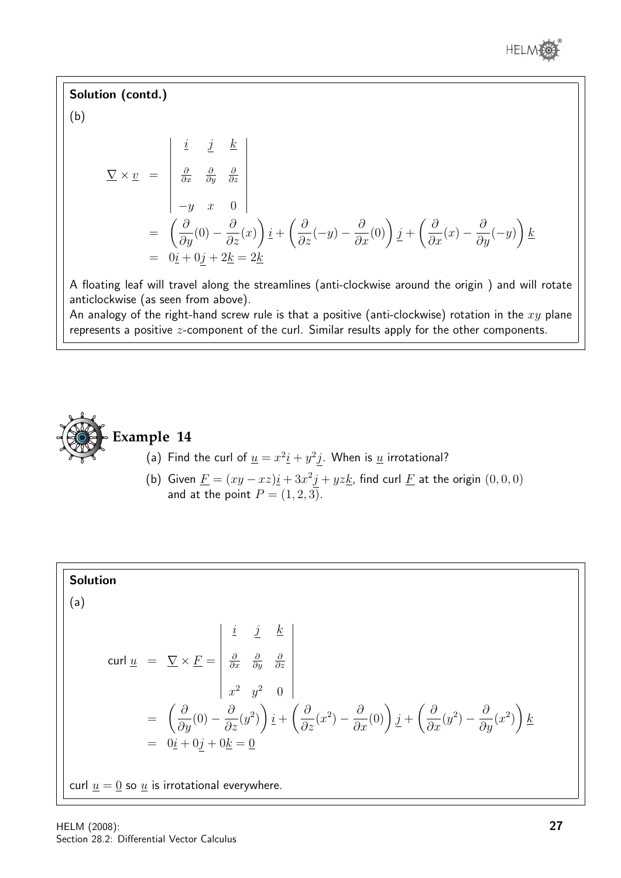**Solution (contd.)**

(b)

$$
\begin{aligned}
\underline{\nabla} \times \underline{v} &= \begin{vmatrix} \underline{i} & \underline{j} & \underline{k} \\ \frac{\partial}{\partial x} & \frac{\partial}{\partial y} & \frac{\partial}{\partial z} \\ -y & x & 0 \end{vmatrix} \\
&= \left( \frac{\partial}{\partial y}(0) - \frac{\partial}{\partial z}(x) \right) \underline{i} + \left( \frac{\partial}{\partial z}(-y) - \frac{\partial}{\partial x}(0) \right) \underline{j} + \left( \frac{\partial}{\partial x}(x) - \frac{\partial}{\partial y}(-y) \right) \underline{k} \\
&= 0\underline{i} + 0\underline{j} + 2\underline{k} = 2\underline{k}
\end{aligned}
$$

A floating leaf will travel along the streamlines (anti-clockwise around the origin ) and will rotate anticlockwise (as seen from above).

An analogy of the right-hand screw rule is that a positive (anti-clockwise) rotation in the $xy$ plane represents a positive $z$-component of the curl. Similar results apply for the other components.

## Example 14

(a) Find the curl of $\underline{u} = x^2\underline{i} + y^2\underline{j}$. When is $\underline{u}$ irrotational?

(b) Given $\underline{F} = (xy - xz)\underline{i} + 3x^2\underline{j} + yz\underline{k}$, find curl $\underline{F}$ at the origin $(0, 0, 0)$ and at the point $P = (1, 2, 3)$.

**Solution**

(a)

$$
\begin{aligned}
\text{curl } \underline{u} &= \underline{\nabla} \times \underline{F} = \begin{vmatrix} \underline{i} & \underline{j} & \underline{k} \\ \frac{\partial}{\partial x} & \frac{\partial}{\partial y} & \frac{\partial}{\partial z} \\ x^2 & y^2 & 0 \end{vmatrix} \\
&= \left( \frac{\partial}{\partial y}(0) - \frac{\partial}{\partial z}(y^2) \right) \underline{i} + \left( \frac{\partial}{\partial z}(x^2) - \frac{\partial}{\partial x}(0) \right) \underline{j} + \left( \frac{\partial}{\partial x}(y^2) - \frac{\partial}{\partial y}(x^2) \right) \underline{k} \\
&= 0\underline{i} + 0\underline{j} + 0\underline{k} = \underline{0}
\end{aligned}
$$

curl $\underline{u} = \underline{0}$ so $\underline{u}$ is irrotational everywhere.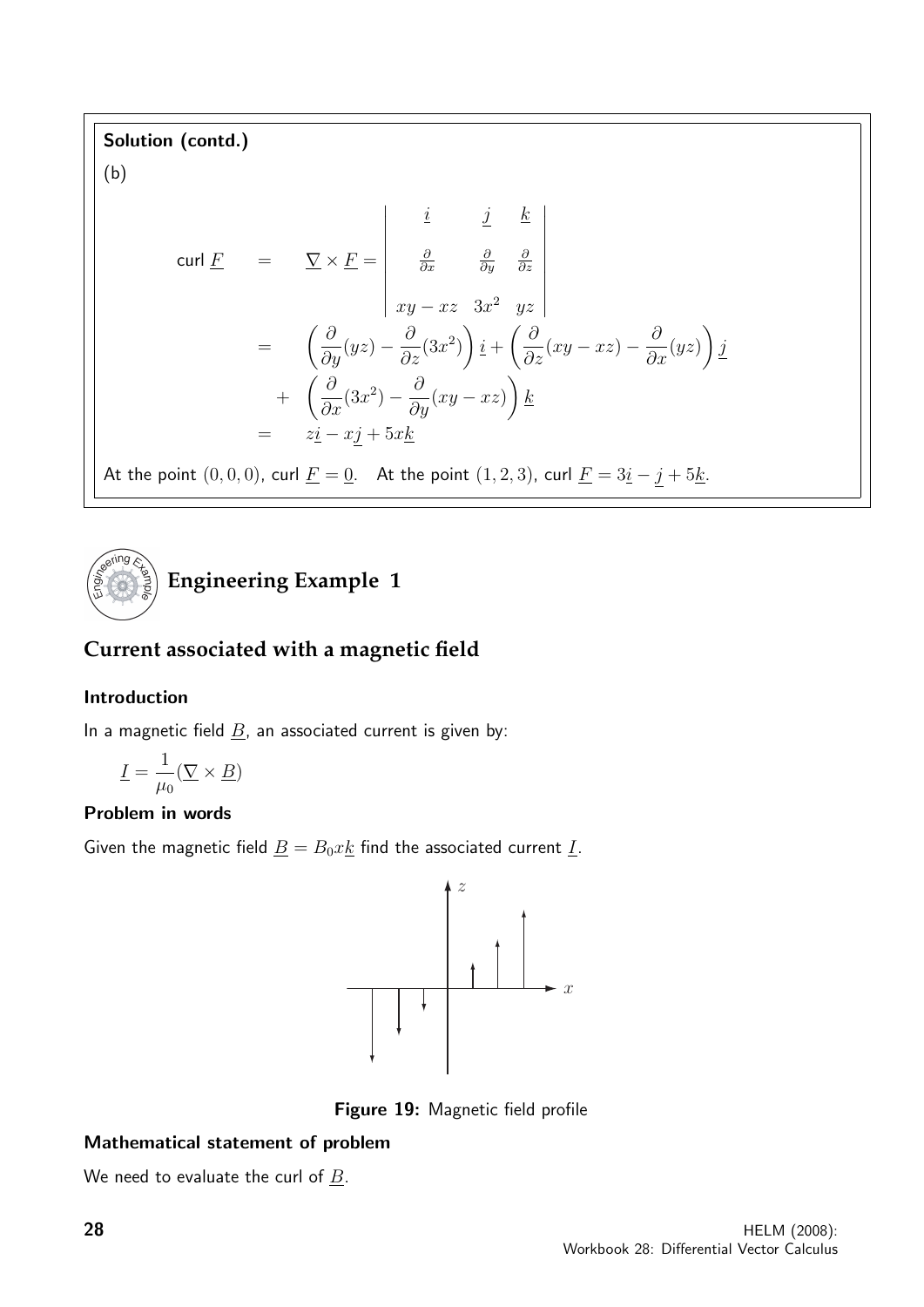**Solution (contd.)**

(b)

$$
\begin{aligned}
\text{curl } \underline{F} \quad &= \quad \underline{\nabla} \times \underline{F} = \begin{vmatrix} \underline{i} & \underline{j} & \underline{k} \\ \frac{\partial}{\partial x} & \frac{\partial}{\partial y} & \frac{\partial}{\partial z} \\ xy - xz & 3x^2 & yz \end{vmatrix} \\
&= \quad \left( \frac{\partial}{\partial y}(yz) - \frac{\partial}{\partial z}(3x^2) \right) \underline{i} + \left( \frac{\partial}{\partial z}(xy - xz) - \frac{\partial}{\partial x}(yz) \right) \underline{j} \\
&\quad + \quad \left( \frac{\partial}{\partial x}(3x^2) - \frac{\partial}{\partial y}(xy - xz) \right) \underline{k} \\
&= \quad z\underline{i} - x\underline{j} + 5x\underline{k}
\end{aligned}
$$

At the point $(0, 0, 0)$, curl $\underline{F} = \underline{0}$. At the point $(1, 2, 3)$, curl $\underline{F} = 3\underline{i} - \underline{j} + 5\underline{k}$.

## Engineering Example 1

### Current associated with a magnetic field

#### Introduction

In a magnetic field $\underline{B}$, an associated current is given by:

$$\underline{I} = \frac{1}{\mu_0}(\underline{\nabla} \times \underline{B})$$

#### Problem in words

Given the magnetic field $\underline{B} = B_0 x\underline{k}$ find the associated current $\underline{I}$.

**Figure 19:** Magnetic field profile

#### Mathematical statement of problem

We need to evaluate the curl of $\underline{B}$.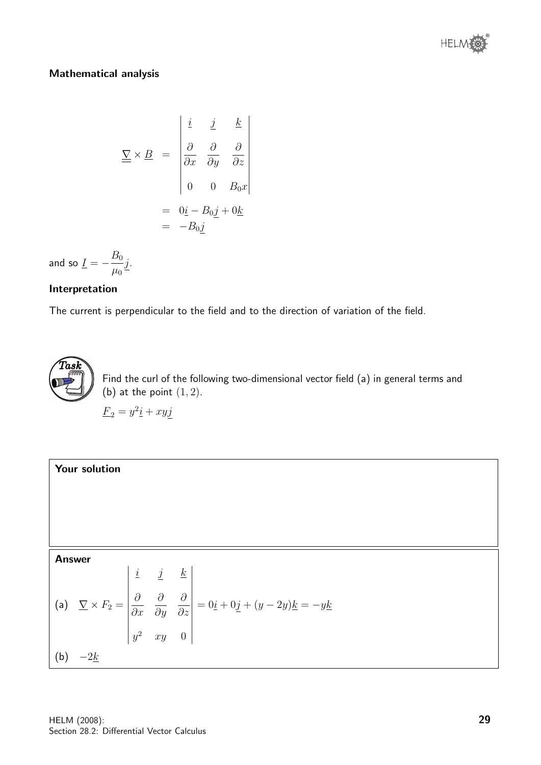**Mathematical analysis**

$$\underline{\nabla} \times \underline{B} = \begin{vmatrix} \underline{i} & \underline{j} & \underline{k} \\ \dfrac{\partial}{\partial x} & \dfrac{\partial}{\partial y} & \dfrac{\partial}{\partial z} \\ 0 & 0 & B_0 x \end{vmatrix}$$

$$= 0\underline{i} - B_0\underline{j} + 0\underline{k}$$

$$= -B_0\underline{j}$$

and so $\underline{I} = -\dfrac{B_0}{\mu_0}\underline{j}$.

**Interpretation**

The current is perpendicular to the field and to the direction of variation of the field.

**Task**

Find the curl of the following two-dimensional vector field (a) in general terms and (b) at the point $(1, 2)$.

$\underline{F}_2 = y^2\underline{i} + xy\underline{j}$

**Your solution**

**Answer**

(a) $$\underline{\nabla} \times F_2 = \begin{vmatrix} \underline{i} & \underline{j} & \underline{k} \\ \dfrac{\partial}{\partial x} & \dfrac{\partial}{\partial y} & \dfrac{\partial}{\partial z} \\ y^2 & xy & 0 \end{vmatrix} = 0\underline{i} + 0\underline{j} + (y - 2y)\underline{k} = -y\underline{k}$$

(b) $-2\underline{k}$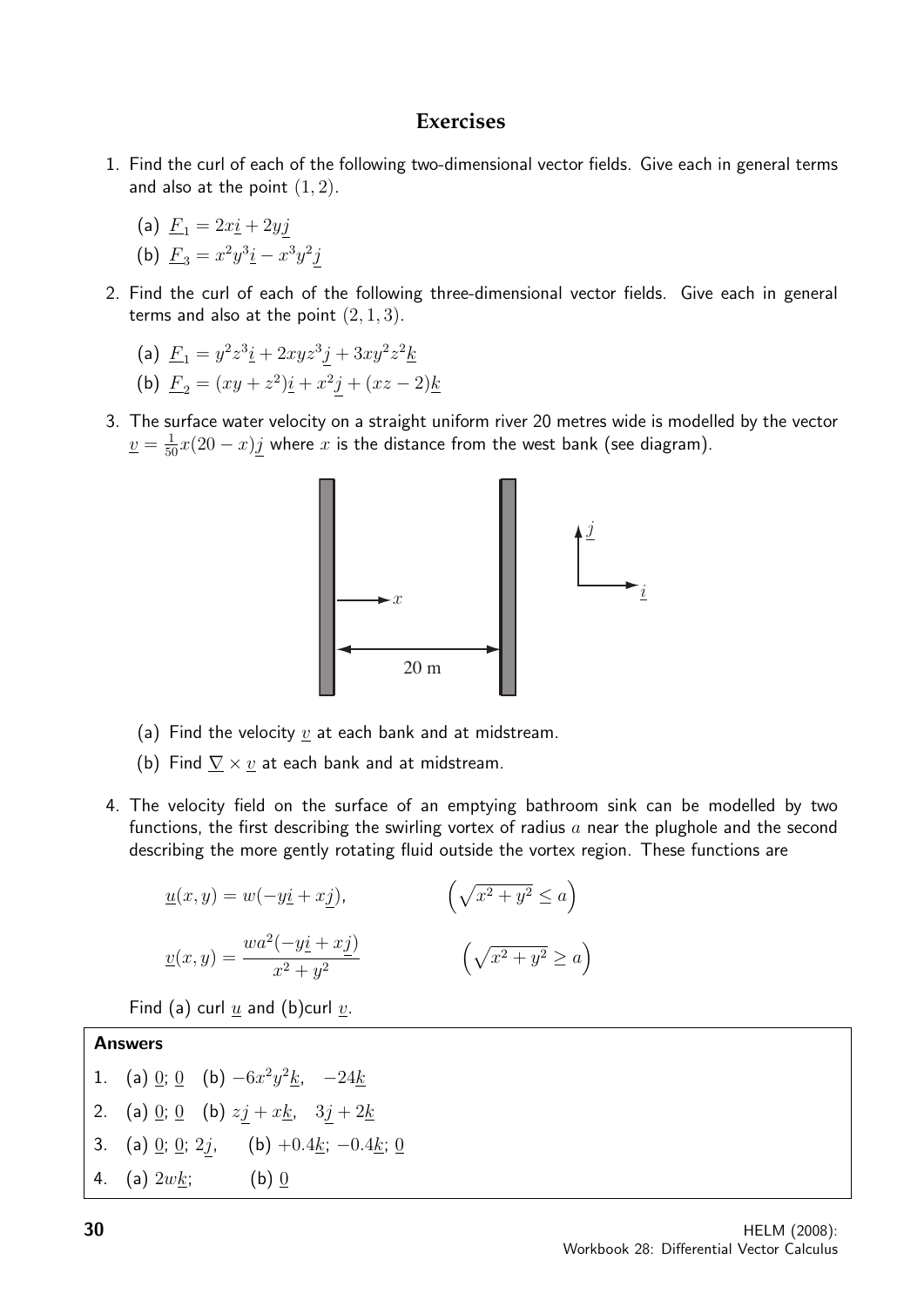## Exercises

1. Find the curl of each of the following two-dimensional vector fields. Give each in general terms and also at the point $(1, 2)$.

   (a) $\underline{F}_1 = 2x\underline{i} + 2y\underline{j}$

   (b) $\underline{F}_3 = x^2y^3\underline{i} - x^3y^2\underline{j}$

2. Find the curl of each of the following three-dimensional vector fields. Give each in general terms and also at the point $(2, 1, 3)$.

   (a) $\underline{F}_1 = y^2z^3\underline{i} + 2xyz^3\underline{j} + 3xy^2z^2\underline{k}$

   (b) $\underline{F}_2 = (xy + z^2)\underline{i} + x^2\underline{j} + (xz - 2)\underline{k}$

3. The surface water velocity on a straight uniform river 20 metres wide is modelled by the vector $\underline{v} = \frac{1}{50}x(20 - x)\underline{j}$ where $x$ is the distance from the west bank (see diagram).

   (a) Find the velocity $\underline{v}$ at each bank and at midstream.

   (b) Find $\underline{\nabla} \times \underline{v}$ at each bank and at midstream.

4. The velocity field on the surface of an emptying bathroom sink can be modelled by two functions, the first describing the swirling vortex of radius $a$ near the plughole and the second describing the more gently rotating fluid outside the vortex region. These functions are

$$\underline{u}(x, y) = w(-y\underline{i} + x\underline{j}), \qquad \left(\sqrt{x^2 + y^2} \leq a\right)$$

$$\underline{v}(x, y) = \frac{wa^2(-y\underline{i} + x\underline{j})}{x^2 + y^2} \qquad \left(\sqrt{x^2 + y^2} \geq a\right)$$

   Find (a) curl $\underline{u}$ and (b)curl $\underline{v}$.

**Answers**

1. (a) $\underline{0}$; $\underline{0}$ (b) $-6x^2y^2\underline{k}$, $-24\underline{k}$
2. (a) $\underline{0}$; $\underline{0}$ (b) $z\underline{j} + x\underline{k}$, $3\underline{j} + 2\underline{k}$
3. (a) $\underline{0}$; $\underline{0}$; $2\underline{j}$, (b) $+0.4\underline{k}$; $-0.4\underline{k}$; $\underline{0}$
4. (a) $2w\underline{k}$; (b) $\underline{0}$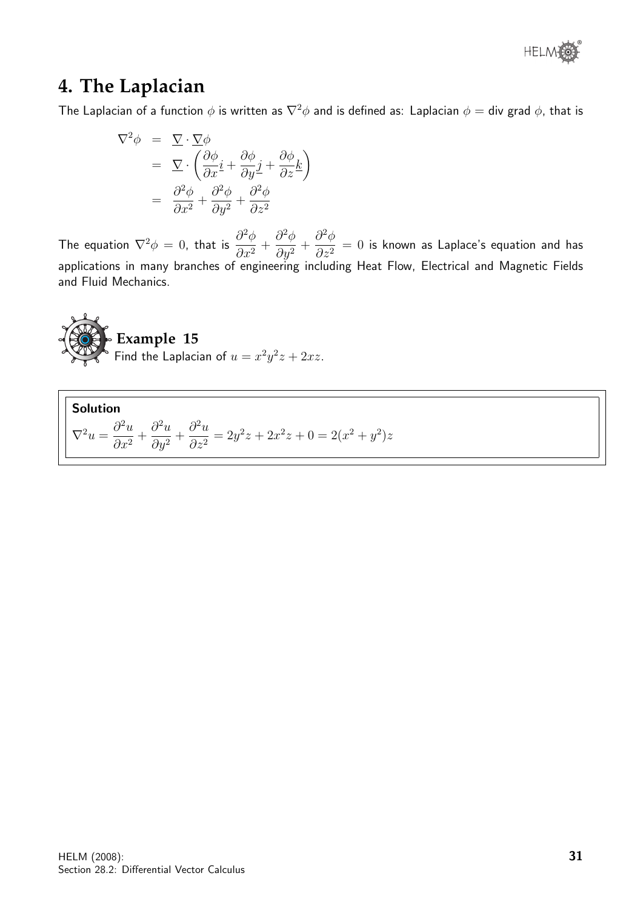## 4. The Laplacian

The Laplacian of a function $\phi$ is written as $\nabla^2\phi$ and is defined as: Laplacian $\phi$ = div grad $\phi$, that is

$$\begin{aligned}
\nabla^2\phi &= \underline{\nabla} \cdot \underline{\nabla}\phi \\
&= \underline{\nabla} \cdot \left( \frac{\partial \phi}{\partial x}\underline{i} + \frac{\partial \phi}{\partial y}\underline{j} + \frac{\partial \phi}{\partial z}\underline{k} \right) \\
&= \frac{\partial^2 \phi}{\partial x^2} + \frac{\partial^2 \phi}{\partial y^2} + \frac{\partial^2 \phi}{\partial z^2}
\end{aligned}$$

The equation $\nabla^2\phi = 0$, that is $\dfrac{\partial^2 \phi}{\partial x^2} + \dfrac{\partial^2 \phi}{\partial y^2} + \dfrac{\partial^2 \phi}{\partial z^2} = 0$ is known as Laplace's equation and has applications in many branches of engineering including Heat Flow, Electrical and Magnetic Fields and Fluid Mechanics.

### Example 15

Find the Laplacian of $u = x^2y^2z + 2xz$.

**Solution**

$$\nabla^2 u = \frac{\partial^2 u}{\partial x^2} + \frac{\partial^2 u}{\partial y^2} + \frac{\partial^2 u}{\partial z^2} = 2y^2z + 2x^2z + 0 = 2(x^2 + y^2)z$$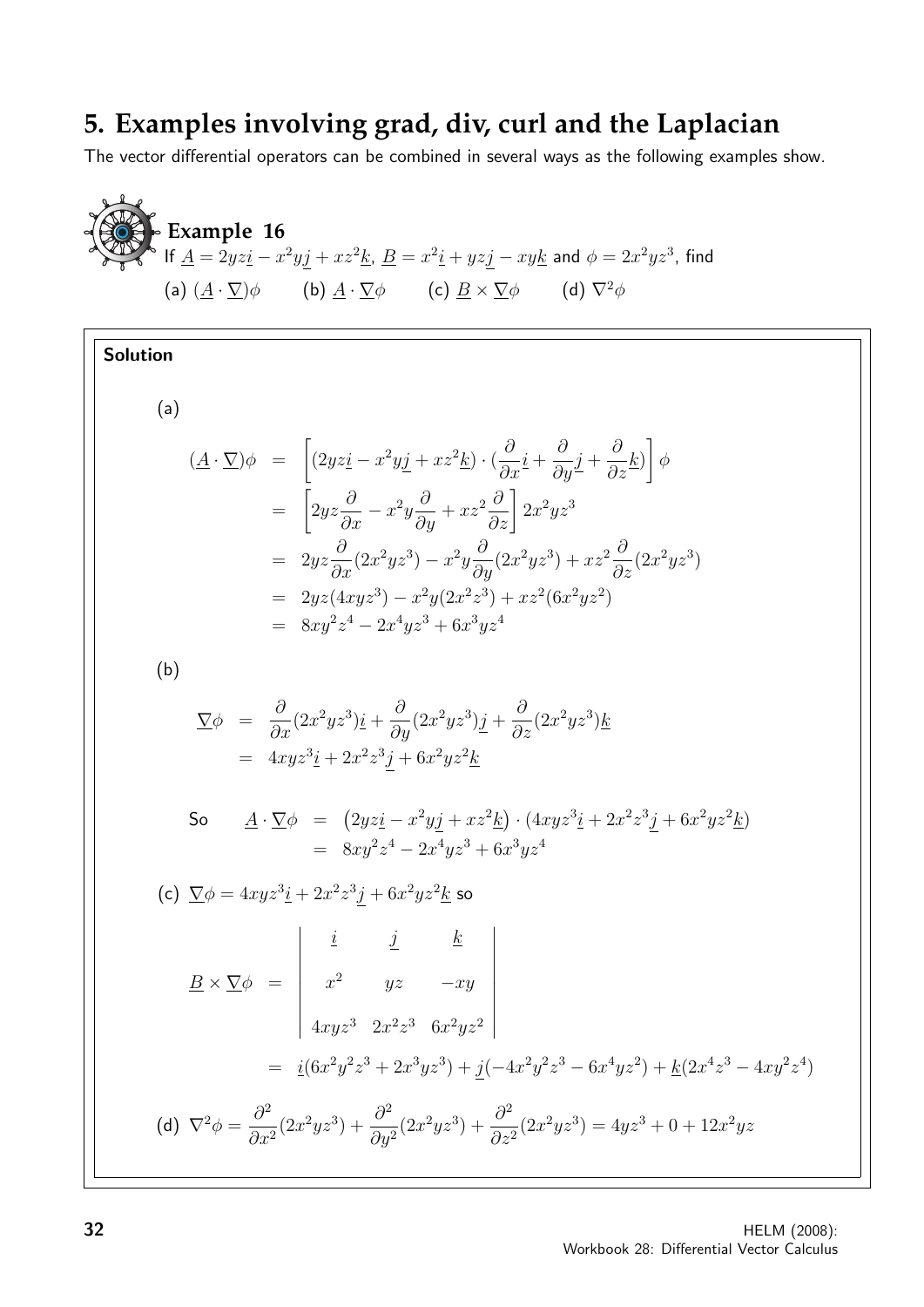## 5. Examples involving grad, div, curl and the Laplacian

The vector differential operators can be combined in several ways as the following examples show.

**Example 16**

If $\underline{A} = 2yz\underline{i} - x^2y\underline{j} + xz^2\underline{k}$, $\underline{B} = x^2\underline{i} + yz\underline{j} - xy\underline{k}$ and $\phi = 2x^2yz^3$, find

(a) $(\underline{A} \cdot \underline{\nabla})\phi$ (b) $\underline{A} \cdot \underline{\nabla}\phi$ (c) $\underline{B} \times \underline{\nabla}\phi$ (d) $\nabla^2\phi$

**Solution**

(a)

$$\begin{aligned}
(\underline{A} \cdot \underline{\nabla})\phi &= \left[(2yz\underline{i} - x^2y\underline{j} + xz^2\underline{k}) \cdot (\frac{\partial}{\partial x}\underline{i} + \frac{\partial}{\partial y}\underline{j} + \frac{\partial}{\partial z}\underline{k})\right]\phi \\
&= \left[2yz\frac{\partial}{\partial x} - x^2y\frac{\partial}{\partial y} + xz^2\frac{\partial}{\partial z}\right]2x^2yz^3 \\
&= 2yz\frac{\partial}{\partial x}(2x^2yz^3) - x^2y\frac{\partial}{\partial y}(2x^2yz^3) + xz^2\frac{\partial}{\partial z}(2x^2yz^3) \\
&= 2yz(4xyz^3) - x^2y(2x^2z^3) + xz^2(6x^2yz^2) \\
&= 8xy^2z^4 - 2x^4yz^3 + 6x^3yz^4
\end{aligned}$$

(b)

$$\begin{aligned}
\underline{\nabla}\phi &= \frac{\partial}{\partial x}(2x^2yz^3)\underline{i} + \frac{\partial}{\partial y}(2x^2yz^3)\underline{j} + \frac{\partial}{\partial z}(2x^2yz^3)\underline{k} \\
&= 4xyz^3\underline{i} + 2x^2z^3\underline{j} + 6x^2yz^2\underline{k}
\end{aligned}$$

So
$$\begin{aligned}
\underline{A} \cdot \underline{\nabla}\phi &= \left(2yz\underline{i} - x^2y\underline{j} + xz^2\underline{k}\right) \cdot (4xyz^3\underline{i} + 2x^2z^3\underline{j} + 6x^2yz^2\underline{k}) \\
&= 8xy^2z^4 - 2x^4yz^3 + 6x^3yz^4
\end{aligned}$$

(c) $\underline{\nabla}\phi = 4xyz^3\underline{i} + 2x^2z^3\underline{j} + 6x^2yz^2\underline{k}$ so

$$\begin{aligned}
\underline{B} \times \underline{\nabla}\phi &= \begin{vmatrix} \underline{i} & \underline{j} & \underline{k} \\ x^2 & yz & -xy \\ 4xyz^3 & 2x^2z^3 & 6x^2yz^2 \end{vmatrix} \\
&= \underline{i}(6x^2y^2z^3 + 2x^3yz^3) + \underline{j}(-4x^2y^2z^3 - 6x^4yz^2) + \underline{k}(2x^4z^3 - 4xy^2z^4)
\end{aligned}$$

(d) $\nabla^2\phi = \dfrac{\partial^2}{\partial x^2}(2x^2yz^3) + \dfrac{\partial^2}{\partial y^2}(2x^2yz^3) + \dfrac{\partial^2}{\partial z^2}(2x^2yz^3) = 4yz^3 + 0 + 12x^2yz$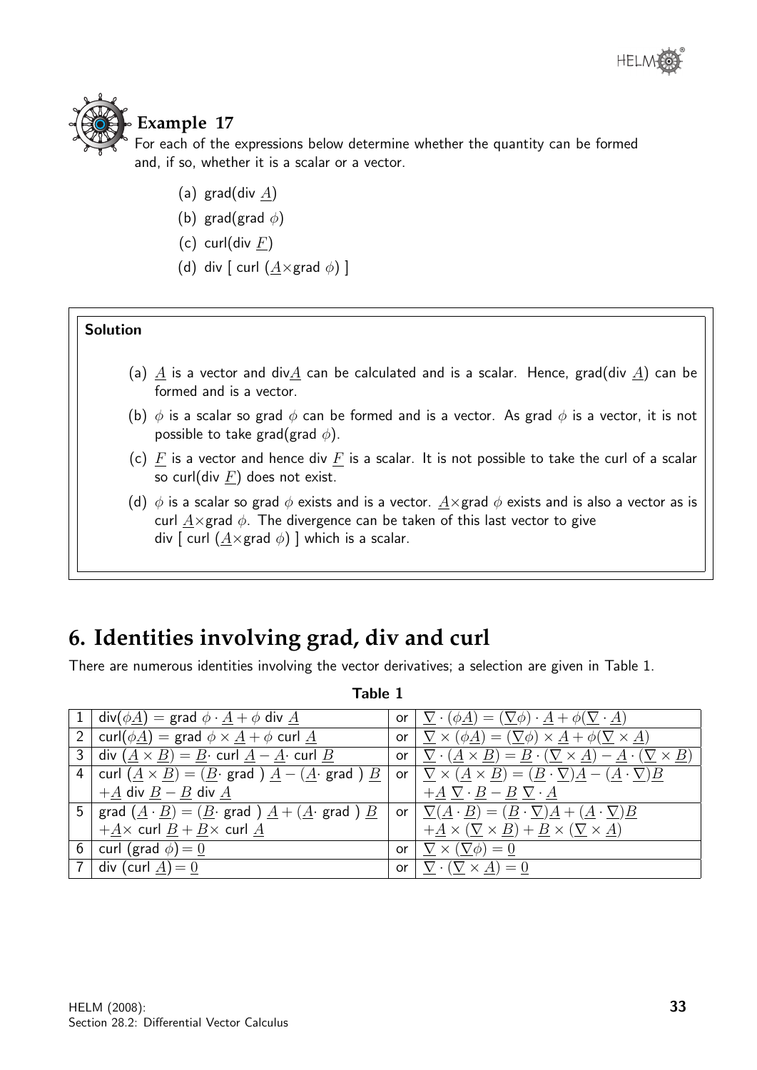## Example 17

For each of the expressions below determine whether the quantity can be formed and, if so, whether it is a scalar or a vector.

(a) grad(div $\underline{A}$)

(b) grad(grad $\phi$)

(c) curl(div $\underline{F}$)

(d) div [ curl ($\underline{A}\times$grad $\phi$) ]

**Solution**

(a) $\underline{A}$ is a vector and div$\underline{A}$ can be calculated and is a scalar. Hence, grad(div $\underline{A}$) can be formed and is a vector.

(b) $\phi$ is a scalar so grad $\phi$ can be formed and is a vector. As grad $\phi$ is a vector, it is not possible to take grad(grad $\phi$).

(c) $\underline{F}$ is a vector and hence div $\underline{F}$ is a scalar. It is not possible to take the curl of a scalar so curl(div $\underline{F}$) does not exist.

(d) $\phi$ is a scalar so grad $\phi$ exists and is a vector. $\underline{A}\times$grad $\phi$ exists and is also a vector as is curl $\underline{A}\times$grad $\phi$. The divergence can be taken of this last vector to give div [ curl ($\underline{A}\times$grad $\phi$) ] which is a scalar.

# 6. Identities involving grad, div and curl

There are numerous identities involving the vector derivatives; a selection are given in Table 1.

**Table 1**

| | | | |
|---|---|---|---|
| 1 | div($\phi\underline{A}$) = grad $\phi \cdot \underline{A} + \phi$ div $\underline{A}$ | or | $\underline{\nabla}\cdot(\phi\underline{A}) = (\underline{\nabla}\phi)\cdot\underline{A} + \phi(\underline{\nabla}\cdot\underline{A})$ |
| 2 | curl($\phi\underline{A}$) = grad $\phi \times \underline{A} + \phi$ curl $\underline{A}$ | or | $\underline{\nabla}\times(\phi\underline{A}) = (\underline{\nabla}\phi)\times\underline{A} + \phi(\underline{\nabla}\times\underline{A})$ |
| 3 | div ($\underline{A}\times\underline{B}$) = $\underline{B}\cdot$ curl $\underline{A} - \underline{A}\cdot$ curl $\underline{B}$ | or | $\underline{\nabla}\cdot(\underline{A}\times\underline{B}) = \underline{B}\cdot(\underline{\nabla}\times\underline{A}) - \underline{A}\cdot(\underline{\nabla}\times\underline{B})$ |
| 4 | curl ($\underline{A}\times\underline{B}$) = ($\underline{B}\cdot$ grad ) $\underline{A}$ − ($\underline{A}\cdot$ grad ) $\underline{B}$ $+\underline{A}$ div $\underline{B} - \underline{B}$ div $\underline{A}$ | or | $\underline{\nabla}\times(\underline{A}\times\underline{B}) = (\underline{B}\cdot\underline{\nabla})\underline{A} - (\underline{A}\cdot\underline{\nabla})\underline{B}$ $+\underline{A}\ \underline{\nabla}\cdot\underline{B} - \underline{B}\ \underline{\nabla}\cdot\underline{A}$ |
| 5 | grad ($\underline{A}\cdot\underline{B}$) = ($\underline{B}\cdot$ grad ) $\underline{A}$ + ($\underline{A}\cdot$ grad ) $\underline{B}$ $+\underline{A}\times$ curl $\underline{B} + \underline{B}\times$ curl $\underline{A}$ | or | $\underline{\nabla}(\underline{A}\cdot\underline{B}) = (\underline{B}\cdot\underline{\nabla})\underline{A} + (\underline{A}\cdot\underline{\nabla})\underline{B}$ $+\underline{A}\times(\underline{\nabla}\times\underline{B}) + \underline{B}\times(\underline{\nabla}\times\underline{A})$ |
| 6 | curl (grad $\phi$) = $\underline{0}$ | or | $\underline{\nabla}\times(\underline{\nabla}\phi) = \underline{0}$ |
| 7 | div (curl $\underline{A}$) = $\underline{0}$ | or | $\underline{\nabla}\cdot(\underline{\nabla}\times\underline{A}) = \underline{0}$ |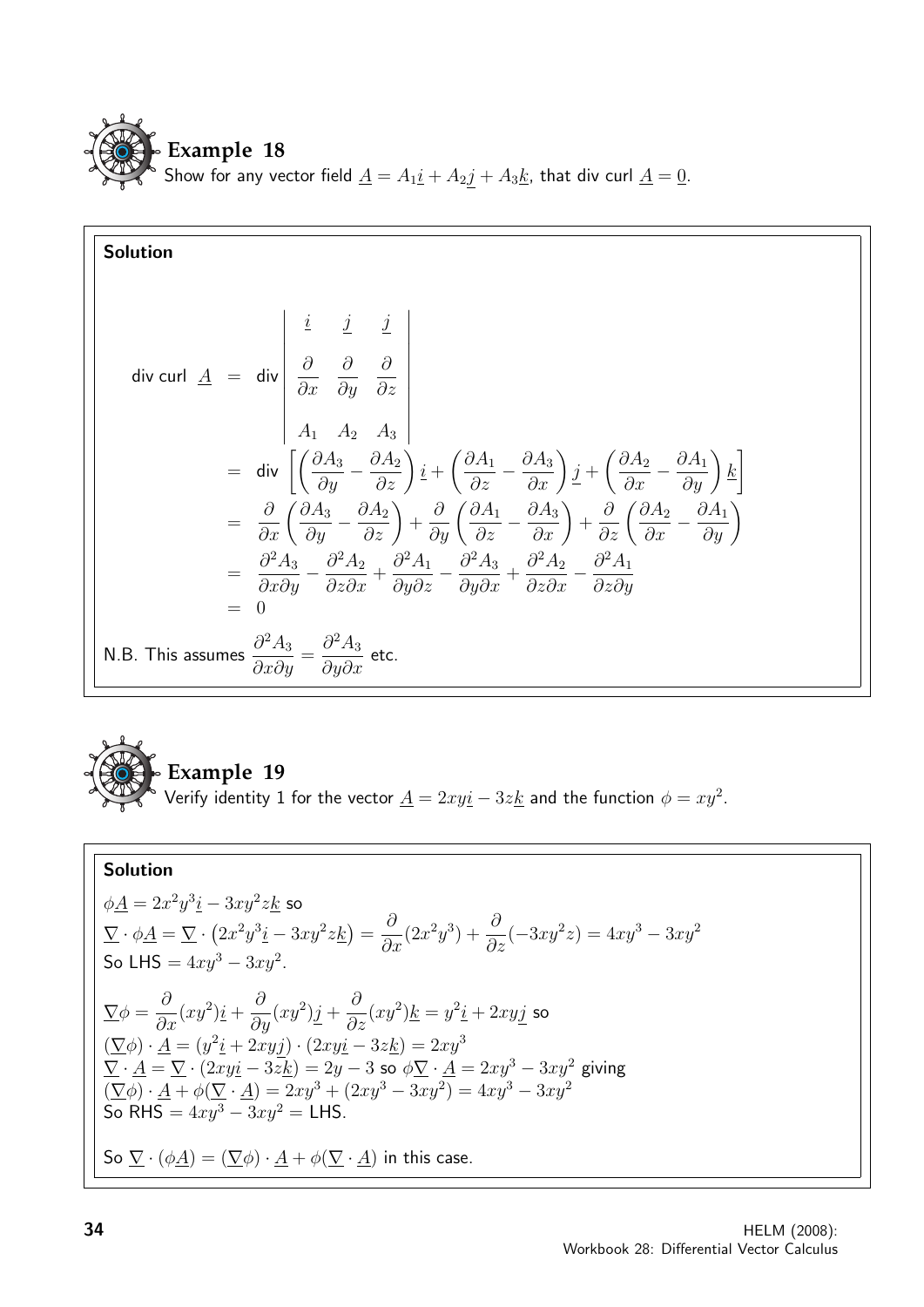## Example 18

Show for any vector field $\underline{A} = A_1\underline{i} + A_2\underline{j} + A_3\underline{k}$, that div curl $\underline{A} = \underline{0}$.

**Solution**

$$
\begin{aligned}
\text{div curl } \underline{A} &= \text{div} \begin{vmatrix} \underline{i} & \underline{j} & \underline{j} \\ \dfrac{\partial}{\partial x} & \dfrac{\partial}{\partial y} & \dfrac{\partial}{\partial z} \\ A_1 & A_2 & A_3 \end{vmatrix} \\
&= \text{div} \left[ \left( \frac{\partial A_3}{\partial y} - \frac{\partial A_2}{\partial z} \right) \underline{i} + \left( \frac{\partial A_1}{\partial z} - \frac{\partial A_3}{\partial x} \right) \underline{j} + \left( \frac{\partial A_2}{\partial x} - \frac{\partial A_1}{\partial y} \right) \underline{k} \right] \\
&= \frac{\partial}{\partial x}\left( \frac{\partial A_3}{\partial y} - \frac{\partial A_2}{\partial z} \right) + \frac{\partial}{\partial y}\left( \frac{\partial A_1}{\partial z} - \frac{\partial A_3}{\partial x} \right) + \frac{\partial}{\partial z}\left( \frac{\partial A_2}{\partial x} - \frac{\partial A_1}{\partial y} \right) \\
&= \frac{\partial^2 A_3}{\partial x \partial y} - \frac{\partial^2 A_2}{\partial z \partial x} + \frac{\partial^2 A_1}{\partial y \partial z} - \frac{\partial^2 A_3}{\partial y \partial x} + \frac{\partial^2 A_2}{\partial z \partial x} - \frac{\partial^2 A_1}{\partial z \partial y} \\
&= 0
\end{aligned}
$$

N.B. This assumes $\dfrac{\partial^2 A_3}{\partial x \partial y} = \dfrac{\partial^2 A_3}{\partial y \partial x}$ etc.

## Example 19

Verify identity 1 for the vector $\underline{A} = 2xy\underline{i} - 3z\underline{k}$ and the function $\phi = xy^2$.

**Solution**

$\phi\underline{A} = 2x^2y^3\underline{i} - 3xy^2z\underline{k}$ so

$\underline{\nabla} \cdot \phi\underline{A} = \underline{\nabla} \cdot \left(2x^2y^3\underline{i} - 3xy^2z\underline{k}\right) = \dfrac{\partial}{\partial x}(2x^2y^3) + \dfrac{\partial}{\partial z}(-3xy^2z) = 4xy^3 - 3xy^2$

So LHS $= 4xy^3 - 3xy^2$.

$\underline{\nabla}\phi = \dfrac{\partial}{\partial x}(xy^2)\underline{i} + \dfrac{\partial}{\partial y}(xy^2)\underline{j} + \dfrac{\partial}{\partial z}(xy^2)\underline{k} = y^2\underline{i} + 2xy\underline{j}$ so

$(\underline{\nabla}\phi) \cdot \underline{A} = (y^2\underline{i} + 2xy\underline{j}) \cdot (2xy\underline{i} - 3z\underline{k}) = 2xy^3$

$\underline{\nabla} \cdot \underline{A} = \underline{\nabla} \cdot (2xy\underline{i} - 3z\underline{k}) = 2y - 3$ so $\phi\underline{\nabla} \cdot \underline{A} = 2xy^3 - 3xy^2$ giving

$(\underline{\nabla}\phi) \cdot \underline{A} + \phi(\underline{\nabla} \cdot \underline{A}) = 2xy^3 + (2xy^3 - 3xy^2) = 4xy^3 - 3xy^2$

So RHS $= 4xy^3 - 3xy^2 =$ LHS.

So $\underline{\nabla} \cdot (\phi\underline{A}) = (\underline{\nabla}\phi) \cdot \underline{A} + \phi(\underline{\nabla} \cdot \underline{A})$ in this case.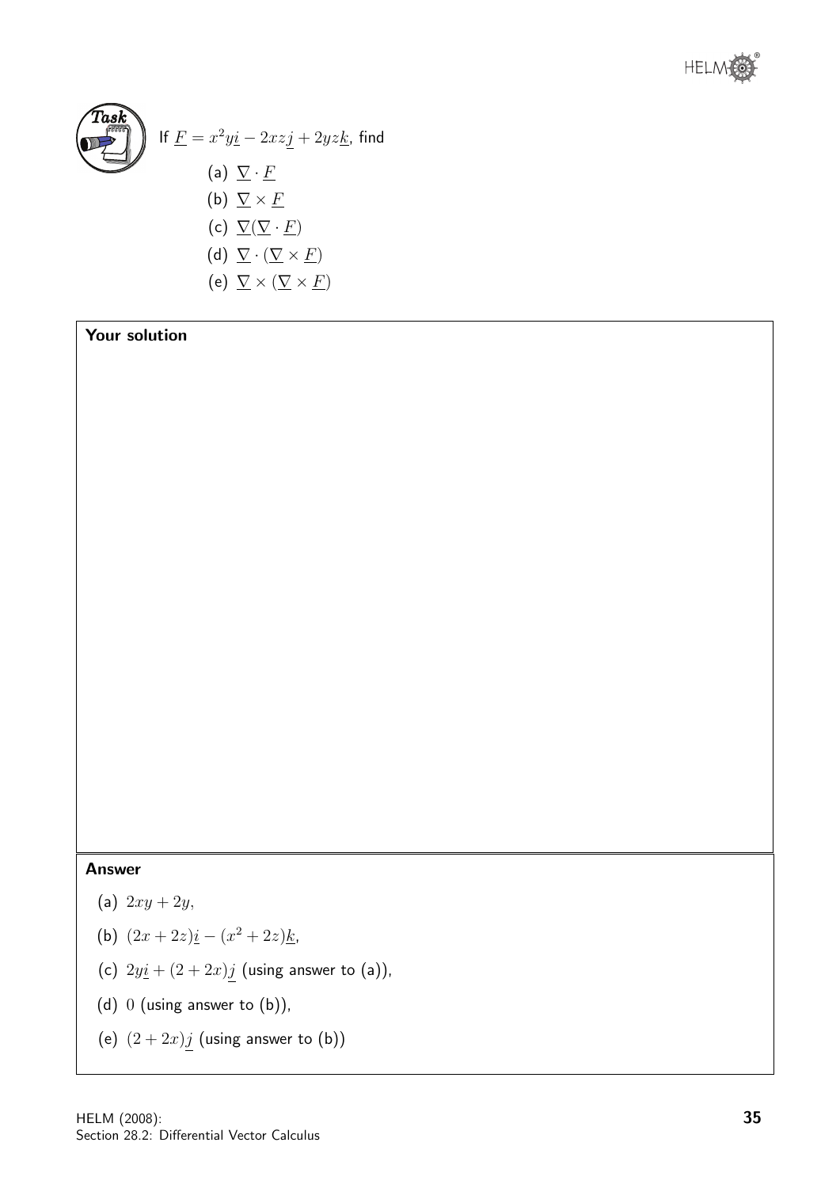**Task**

If $\underline{F} = x^2y\underline{i} - 2xz\underline{j} + 2yz\underline{k}$, find

(a) $\underline{\nabla} \cdot \underline{F}$

(b) $\underline{\nabla} \times \underline{F}$

(c) $\underline{\nabla}(\underline{\nabla} \cdot \underline{F})$

(d) $\underline{\nabla} \cdot (\underline{\nabla} \times \underline{F})$

(e) $\underline{\nabla} \times (\underline{\nabla} \times \underline{F})$

**Your solution**

**Answer**

(a) $2xy + 2y$,

(b) $(2x + 2z)\underline{i} - (x^2 + 2z)\underline{k}$,

(c) $2y\underline{i} + (2 + 2x)\underline{j}$ (using answer to (a)),

(d) $0$ (using answer to (b)),

(e) $(2 + 2x)\underline{j}$ (using answer to (b))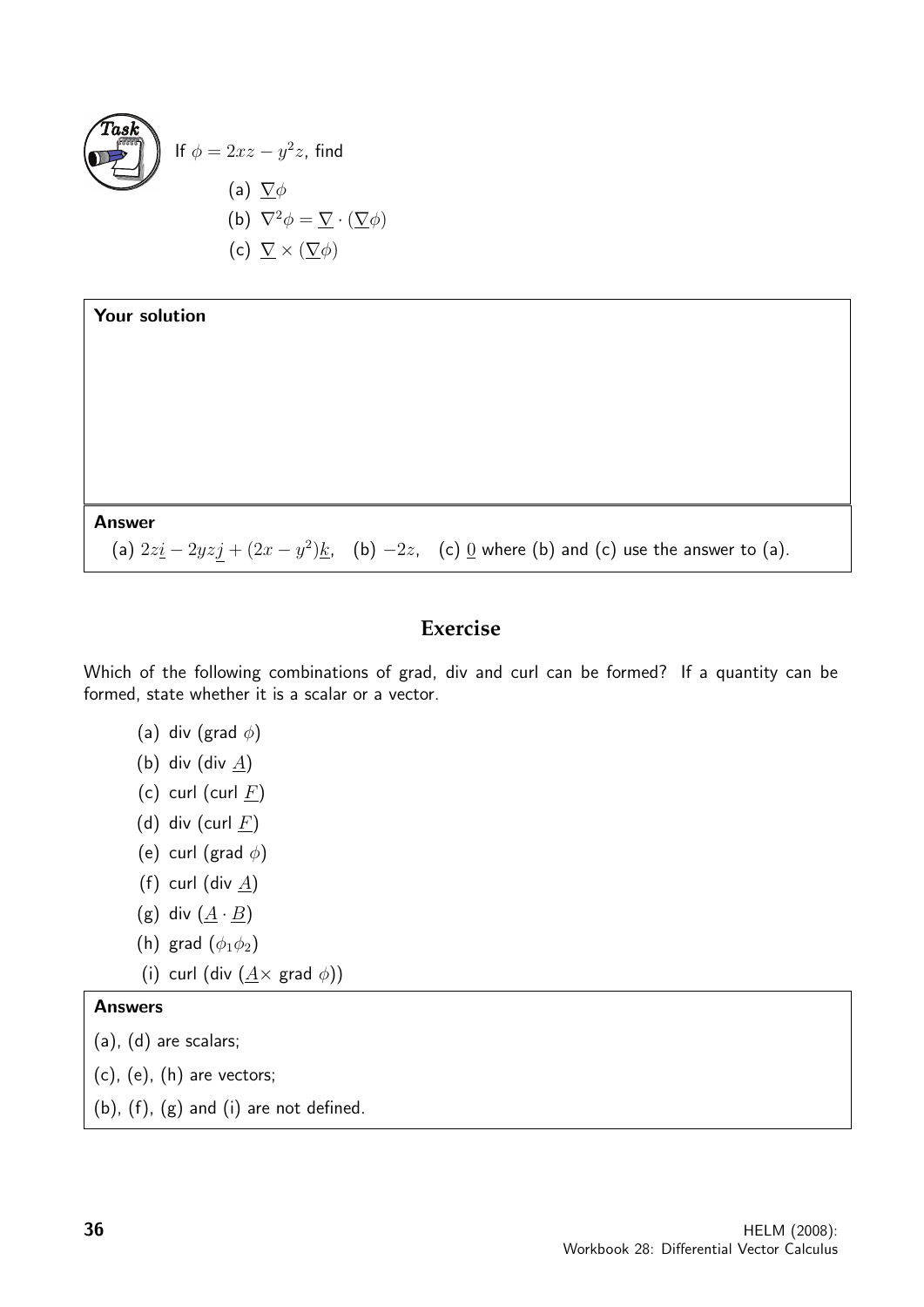**Task**

If $\phi = 2xz - y^2z$, find

(a) $\underline{\nabla}\phi$

(b) $\nabla^2\phi = \underline{\nabla} \cdot (\underline{\nabla}\phi)$

(c) $\underline{\nabla} \times (\underline{\nabla}\phi)$

**Your solution**

**Answer**

(a) $2z\underline{i} - 2yz\underline{j} + (2x - y^2)\underline{k}$, (b) $-2z$, (c) $\underline{0}$ where (b) and (c) use the answer to (a).

## Exercise

Which of the following combinations of grad, div and curl can be formed? If a quantity can be formed, state whether it is a scalar or a vector.

(a) div (grad $\phi$)

(b) div (div $\underline{A}$)

(c) curl (curl $\underline{F}$)

(d) div (curl $\underline{F}$)

(e) curl (grad $\phi$)

(f) curl (div $\underline{A}$)

(g) div ($\underline{A} \cdot \underline{B}$)

(h) grad ($\phi_1\phi_2$)

(i) curl (div ($\underline{A}\times$ grad $\phi$))

**Answers**

(a), (d) are scalars;

(c), (e), (h) are vectors;

(b), (f), (g) and (i) are not defined.